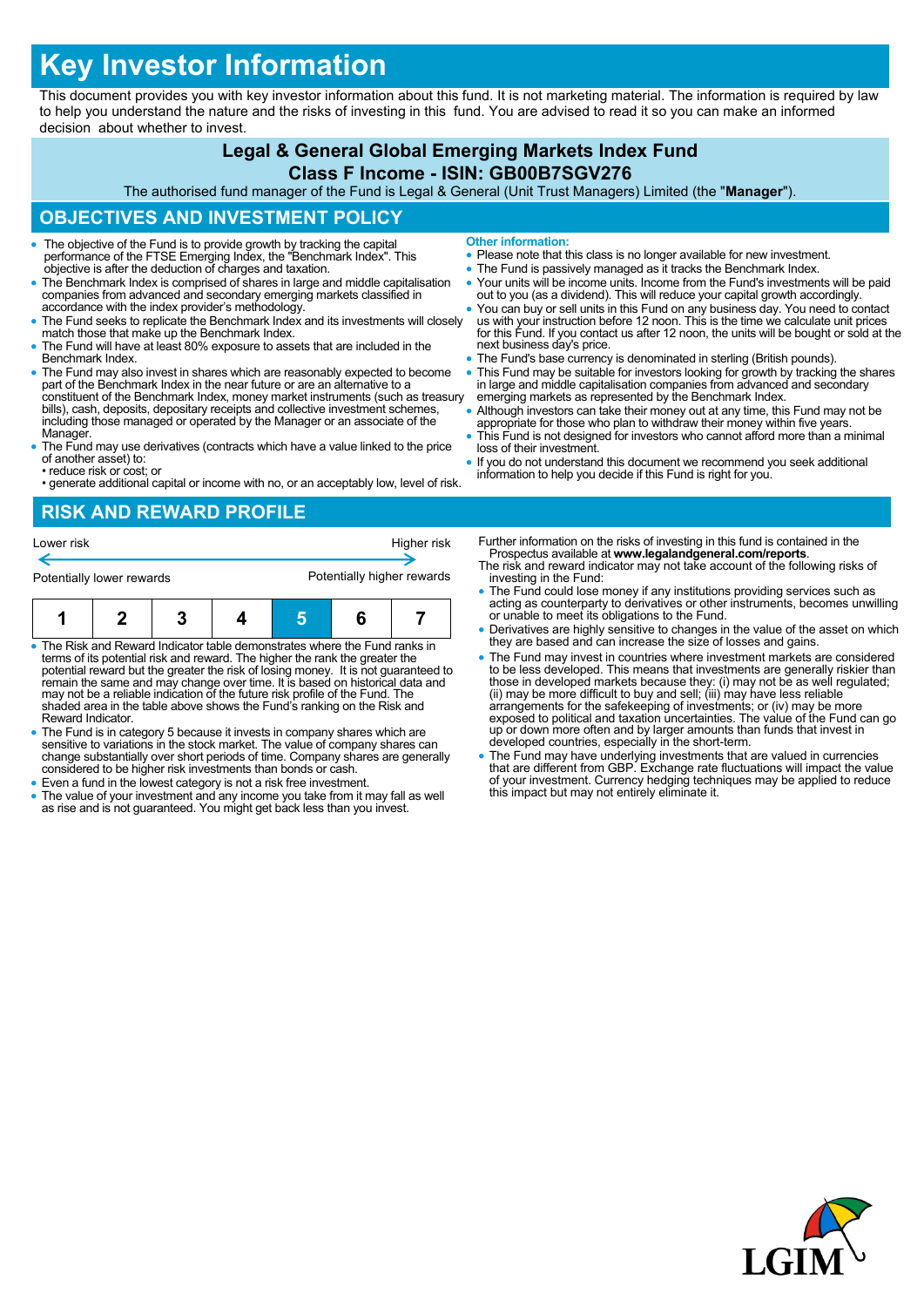# Key Investor Information

This document provides you with key investor information about this fund. It is not marketing material. The information is required by law to help you understand the nature and the risks of investing in this fund. You are advised to read it so you can make an informed decision about whether to invest.

## Legal & General Global Emerging Markets Index Fund

### Class F Income - ISIN: GB00B7SGV276

The authorised fund manager of the Fund is Legal & General (Unit Trust Managers) Limited (the "**Manager**").

## OBJECTIVES AND INVESTMENT POLICY

- The objective of the Fund is to provide growth by tracking the capital performance of the FTSE Emerging Index, the "Benchmark Index". This objective is after the deduction of charges and taxation.
- The Benchmark Index is comprised of shares in large and middle capitalisation companies from advanced and secondary emerging markets classified in accordance with the index provider's methodology.
- The Fund seeks to replicate the Benchmark Index and its investments will closely match those that make up the Benchmark Index.
- The Fund will have at least 80% exposure to assets that are included in the Benchmark Index.
- The Fund may also invest in shares which are reasonably expected to become part of the Benchmark Index in the near future or are an alternative to a constituent of the Benchmark Index, money market instruments (such as treasury bills), cash, deposits, depositary receipts and collective investment schemes, including those managed or operated by the Manager or an associate of the Manager.
- The Fund may use derivatives (contracts which have a value linked to the price of another asset) to:
  - reduce risk or cost; or
  - generate additional capital or income with no, or an acceptably low, level of risk.

**Other information:**

- Please note that this class is no longer available for new investment.
- The Fund is passively managed as it tracks the Benchmark Index.
- Your units will be income units. Income from the Fund's investments will be paid out to you (as a dividend). This will reduce your capital growth accordingly.
- You can buy or sell units in this Fund on any business day. You need to contact us with your instruction before 12 noon. This is the time we calculate unit prices for this Fund. If you contact us after 12 noon, the units will be bought or sold at the next business day's price.
- The Fund's base currency is denominated in sterling (British pounds).
- This Fund may be suitable for investors looking for growth by tracking the shares in large and middle capitalisation companies from advanced and secondary emerging markets as represented by the Benchmark Index.
- Although investors can take their money out at any time, this Fund may not be appropriate for those who plan to withdraw their money within five years.
- This Fund is not designed for investors who cannot afford more than a minimal loss of their investment.
- If you do not understand this document we recommend you seek additional information to help you decide if this Fund is right for you.

## RISK AND REWARD PROFILE

Lower risk ← → Higher risk

Potentially lower rewards — Potentially higher rewards

| 1 | 2 | 3 | 4 | **5** | 6 | 7 |
|---|---|---|---|---|---|---|

- The Risk and Reward Indicator table demonstrates where the Fund ranks in terms of its potential risk and reward. The higher the rank the greater the potential reward but the greater the risk of losing money. It is not guaranteed to remain the same and may change over time. It is based on historical data and may not be a reliable indication of the future risk profile of the Fund. The shaded area in the table above shows the Fund's ranking on the Risk and Reward Indicator.
- The Fund is in category 5 because it invests in company shares which are sensitive to variations in the stock market. The value of company shares can change substantially over short periods of time. Company shares are generally considered to be higher risk investments than bonds or cash.
- Even a fund in the lowest category is not a risk free investment.
- The value of your investment and any income you take from it may fall as well as rise and is not guaranteed. You might get back less than you invest.

Further information on the risks of investing in this fund is contained in the Prospectus available at **www.legalandgeneral.com/reports**.

The risk and reward indicator may not take account of the following risks of investing in the Fund:

- The Fund could lose money if any institutions providing services such as acting as counterparty to derivatives or other instruments, becomes unwilling or unable to meet its obligations to the Fund.
- Derivatives are highly sensitive to changes in the value of the asset on which they are based and can increase the size of losses and gains.
- The Fund may invest in countries where investment markets are considered to be less developed. This means that investments are generally riskier than those in developed markets because they: (i) may not be as well regulated; (ii) may be more difficult to buy and sell; (iii) may have less reliable arrangements for the safekeeping of investments; or (iv) may be more exposed to political and taxation uncertainties. The value of the Fund can go up or down more often and by larger amounts than funds that invest in developed countries, especially in the short-term.
- The Fund may have underlying investments that are valued in currencies that are different from GBP. Exchange rate fluctuations will impact the value of your investment. Currency hedging techniques may be applied to reduce this impact but may not entirely eliminate it.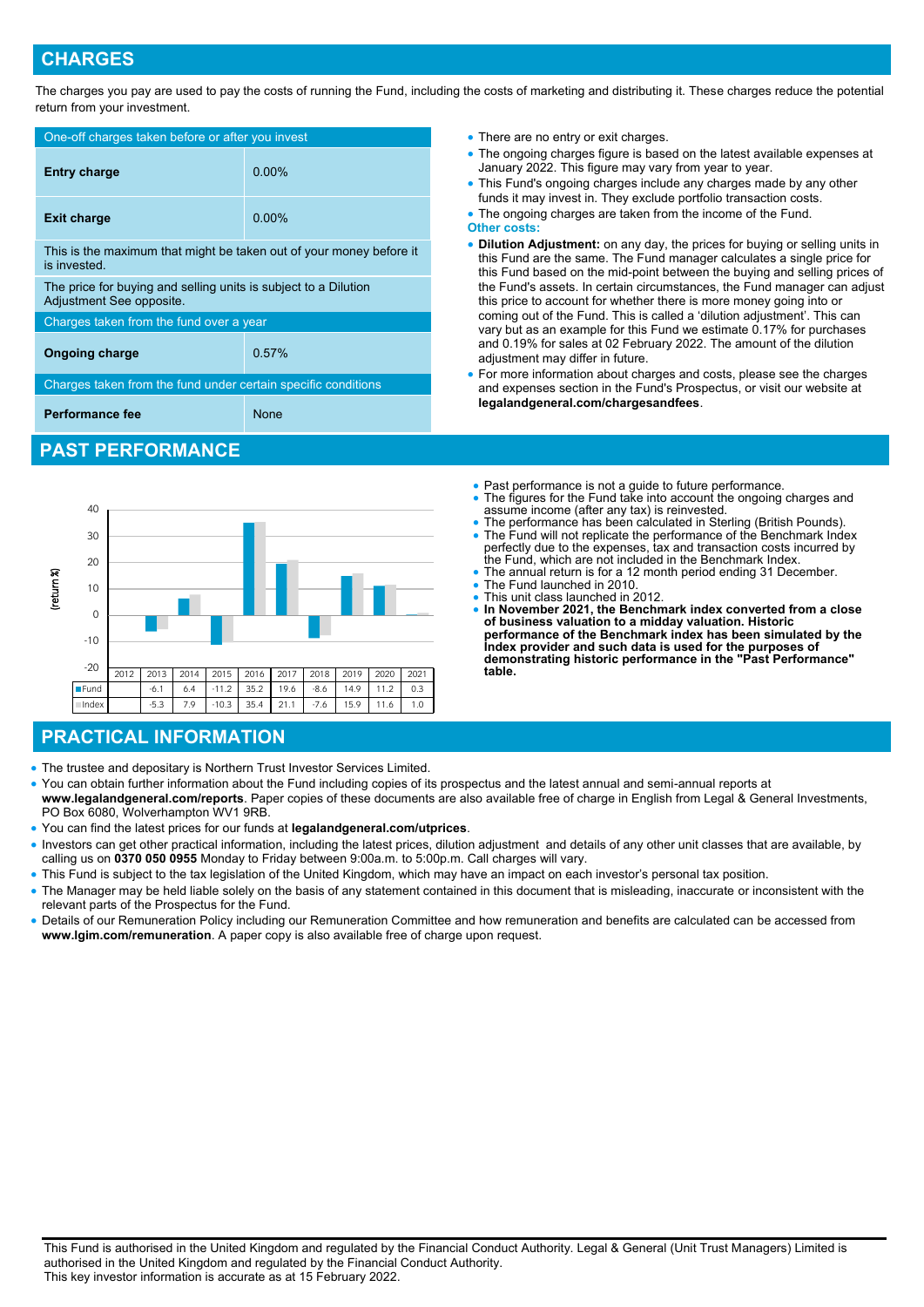## CHARGES

The charges you pay are used to pay the costs of running the Fund, including the costs of marketing and distributing it. These charges reduce the potential return from your investment.

| One-off charges taken before or after you invest | |
|---|---|
| **Entry charge** | 0.00% |
| **Exit charge** | 0.00% |
| This is the maximum that might be taken out of your money before it is invested. | |
| The price for buying and selling units is subject to a Dilution Adjustment See opposite. | |
| Charges taken from the fund over a year | |
| **Ongoing charge** | 0.57% |
| Charges taken from the fund under certain specific conditions | |
| **Performance fee** | None |

- There are no entry or exit charges.
- The ongoing charges figure is based on the latest available expenses at January 2022. This figure may vary from year to year.
- This Fund's ongoing charges include any charges made by any other funds it may invest in. They exclude portfolio transaction costs.
- The ongoing charges are taken from the income of the Fund.

**Other costs:**

- **Dilution Adjustment:** on any day, the prices for buying or selling units in this Fund are the same. The Fund manager calculates a single price for this Fund based on the mid-point between the buying and selling prices of the Fund's assets. In certain circumstances, the Fund manager can adjust this price to account for whether there is more money going into or coming out of the Fund. This is called a 'dilution adjustment'. This can vary but as an example for this Fund we estimate 0.17% for purchases and 0.19% for sales at 02 February 2022. The amount of the dilution adjustment may differ in future.
- For more information about charges and costs, please see the charges and expenses section in the Fund's Prospectus, or visit our website at **legalandgeneral.com/chargesandfees**.

## PAST PERFORMANCE

(return %)
40
30
20
10
0
-10
-20

| | 2012 | 2013 | 2014 | 2015 | 2016 | 2017 | 2018 | 2019 | 2020 | 2021 |
|---|---|---|---|---|---|---|---|---|---|---|
| Fund | | -6.1 | 6.4 | -11.2 | 35.2 | 19.6 | -8.6 | 14.9 | 11.2 | 0.3 |
| Index | | -5.3 | 7.9 | -10.3 | 35.4 | 21.1 | -7.6 | 15.9 | 11.6 | 1.0 |

- Past performance is not a guide to future performance.
- The figures for the Fund take into account the ongoing charges and assume income (after any tax) is reinvested.
- The performance has been calculated in Sterling (British Pounds).
- The Fund will not replicate the performance of the Benchmark Index perfectly due to the expenses, tax and transaction costs incurred by the Fund, which are not included in the Benchmark Index.
- The annual return is for a 12 month period ending 31 December.
- The Fund launched in 2010.
- This unit class launched in 2012.
- **In November 2021, the Benchmark index converted from a close of business valuation to a midday valuation. Historic performance of the Benchmark index has been simulated by the Index provider and such data is used for the purposes of demonstrating historic performance in the "Past Performance" table.**

## PRACTICAL INFORMATION

- The trustee and depositary is Northern Trust Investor Services Limited.
- You can obtain further information about the Fund including copies of its prospectus and the latest annual and semi-annual reports at **www.legalandgeneral.com/reports**. Paper copies of these documents are also available free of charge in English from Legal & General Investments, PO Box 6080, Wolverhampton WV1 9RB.
- You can find the latest prices for our funds at **legalandgeneral.com/utprices**.
- Investors can get other practical information, including the latest prices, dilution adjustment and details of any other unit classes that are available, by calling us on **0370 050 0955** Monday to Friday between 9:00a.m. to 5:00p.m. Call charges will vary.
- This Fund is subject to the tax legislation of the United Kingdom, which may have an impact on each investor's personal tax position.
- The Manager may be held liable solely on the basis of any statement contained in this document that is misleading, inaccurate or inconsistent with the relevant parts of the Prospectus for the Fund.
- Details of our Remuneration Policy including our Remuneration Committee and how remuneration and benefits are calculated can be accessed from **www.lgim.com/remuneration**. A paper copy is also available free of charge upon request.

This Fund is authorised in the United Kingdom and regulated by the Financial Conduct Authority. Legal & General (Unit Trust Managers) Limited is authorised in the United Kingdom and regulated by the Financial Conduct Authority.
This key investor information is accurate as at 15 February 2022.